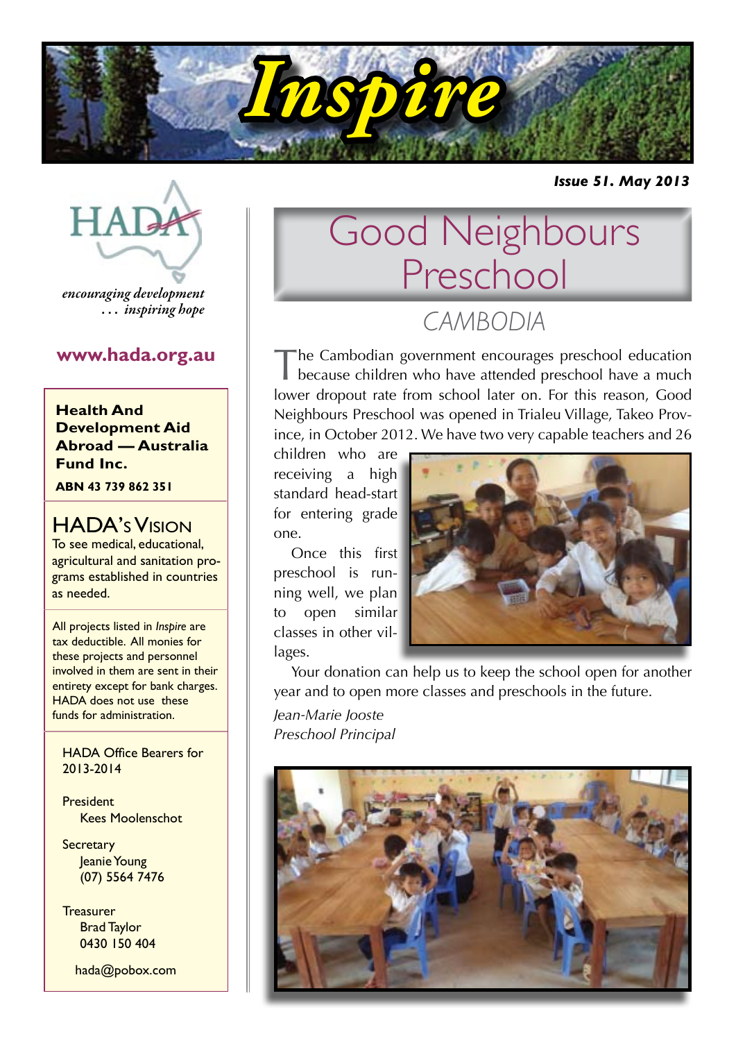# Inspire

***Issue 51. May 2013***

HADA

*encouraging development*
*. . . inspiring hope*

**www.hada.org.au**

**Health And Development Aid Abroad — Australia Fund Inc.**

**ABN 43 739 862 351**

## HADA's Vision

To see medical, educational, agricultural and sanitation programs established in countries as needed.

All projects listed in *Inspire* are tax deductible. All monies for these projects and personnel involved in them are sent in their entirety except for bank charges. HADA does not use these funds for administration.

HADA Office Bearers for 2013-2014

President
Kees Moolenschot

Secretary
Jeanie Young
(07) 5564 7476

Treasurer
Brad Taylor
0430 150 404

hada@pobox.com

# Good Neighbours Preschool

## CAMBODIA

The Cambodian government encourages preschool education because children who have attended preschool have a much lower dropout rate from school later on. For this reason, Good Neighbours Preschool was opened in Trialeu Village, Takeo Province, in October 2012. We have two very capable teachers and 26 children who are receiving a high standard head-start for entering grade one.

Once this first preschool is running well, we plan to open similar classes in other villages.

Your donation can help us to keep the school open for another year and to open more classes and preschools in the future.

*Jean-Marie Jooste*
*Preschool Principal*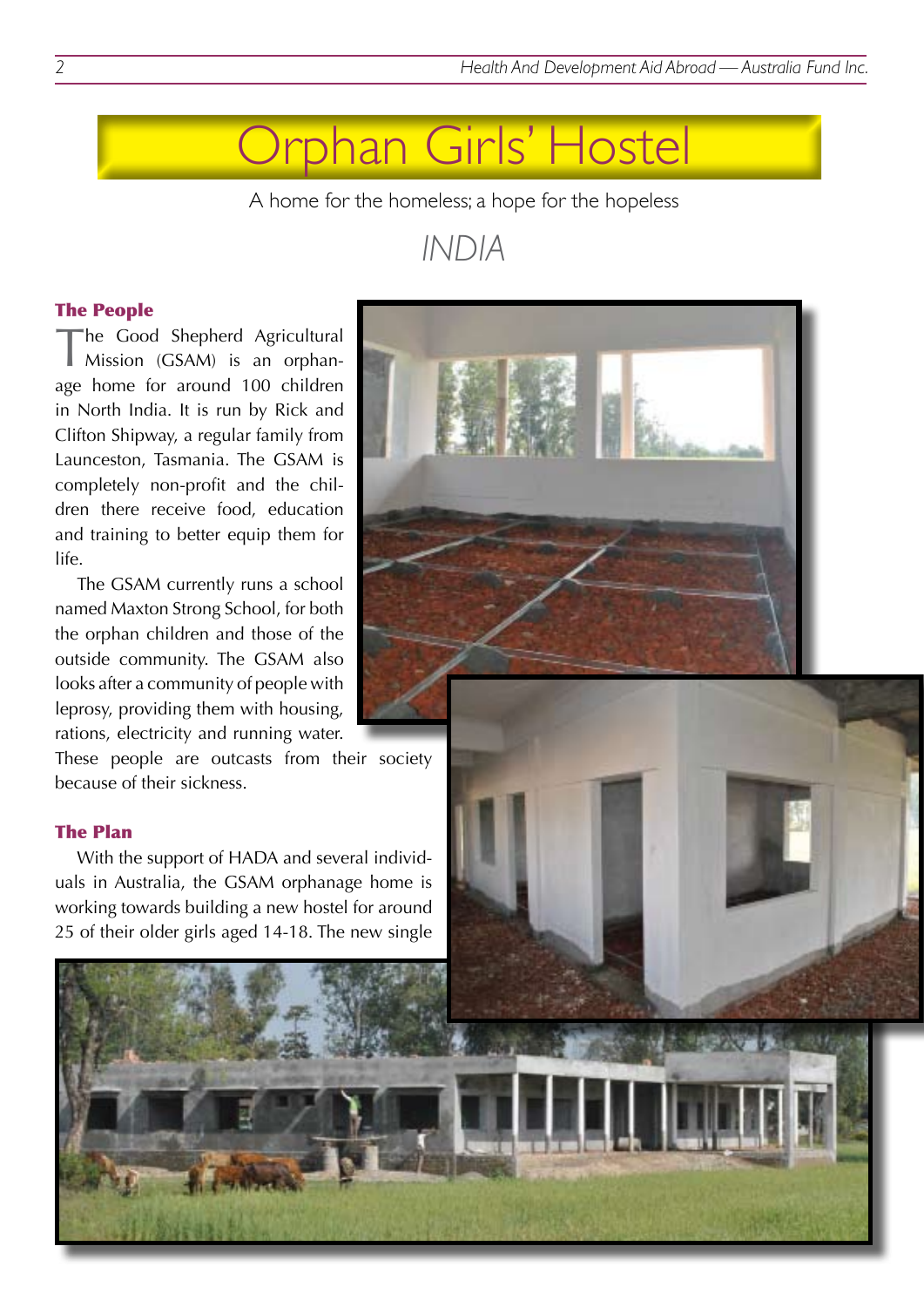# Orphan Girls' Hostel

A home for the homeless; a hope for the hopeless

## INDIA

### The People

The Good Shepherd Agricultural Mission (GSAM) is an orphanage home for around 100 children in North India. It is run by Rick and Clifton Shipway, a regular family from Launceston, Tasmania. The GSAM is completely non-profit and the children there receive food, education and training to better equip them for life.

The GSAM currently runs a school named Maxton Strong School, for both the orphan children and those of the outside community. The GSAM also looks after a community of people with leprosy, providing them with housing, rations, electricity and running water. These people are outcasts from their society because of their sickness.

### The Plan

With the support of HADA and several individuals in Australia, the GSAM orphanage home is working towards building a new hostel for around 25 of their older girls aged 14-18. The new single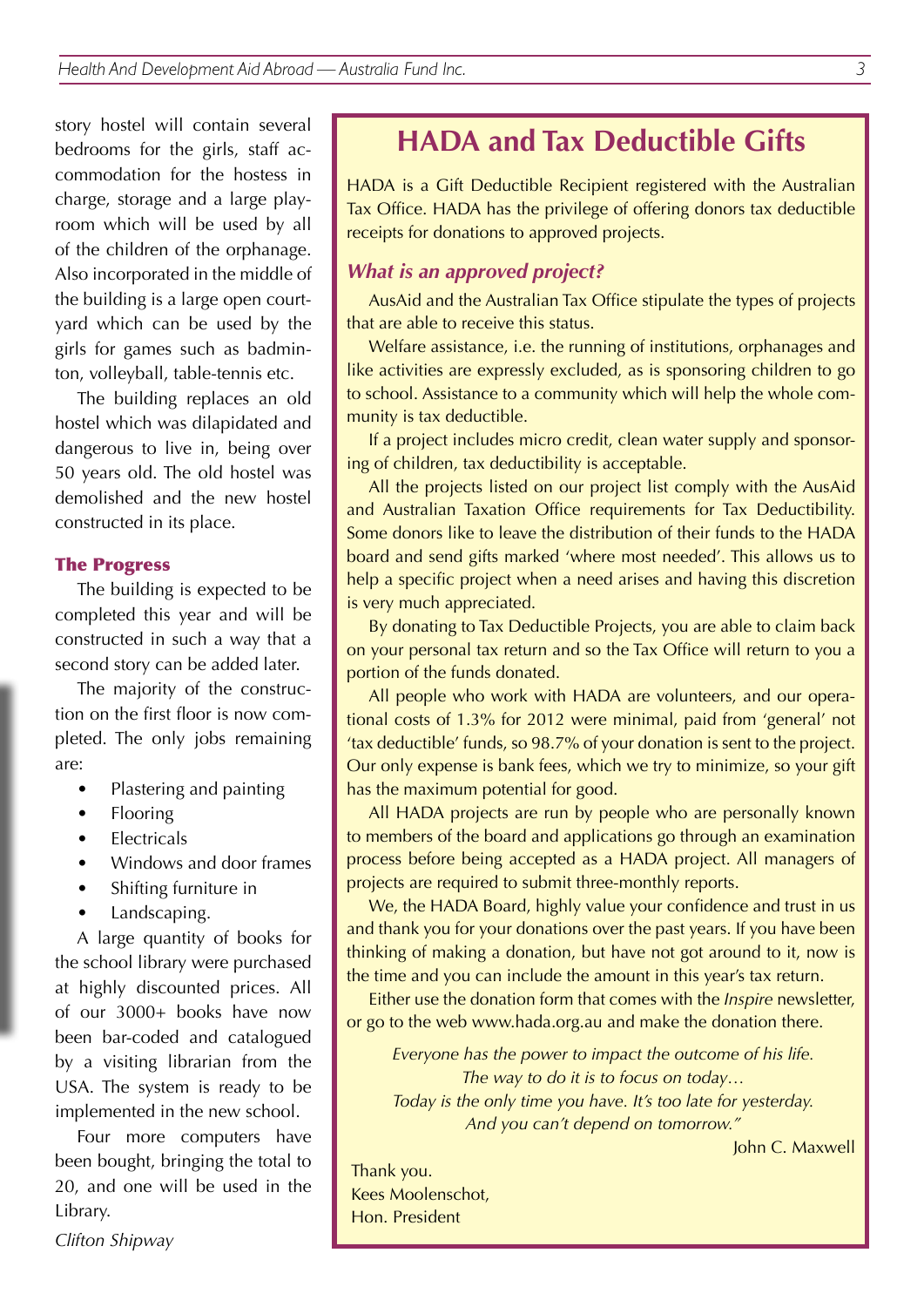story hostel will contain several bedrooms for the girls, staff accommodation for the hostess in charge, storage and a large playroom which will be used by all of the children of the orphanage. Also incorporated in the middle of the building is a large open courtyard which can be used by the girls for games such as badminton, volleyball, table-tennis etc.

The building replaces an old hostel which was dilapidated and dangerous to live in, being over 50 years old. The old hostel was demolished and the new hostel constructed in its place.

### The Progress

The building is expected to be completed this year and will be constructed in such a way that a second story can be added later.

The majority of the construction on the first floor is now completed. The only jobs remaining are:

- Plastering and painting
- Flooring
- Electricals
- Windows and door frames
- Shifting furniture in
- Landscaping.

A large quantity of books for the school library were purchased at highly discounted prices. All of our 3000+ books have now been bar-coded and catalogued by a visiting librarian from the USA. The system is ready to be implemented in the new school.

Four more computers have been bought, bringing the total to 20, and one will be used in the Library.

*Clifton Shipway*

## HADA and Tax Deductible Gifts

HADA is a Gift Deductible Recipient registered with the Australian Tax Office. HADA has the privilege of offering donors tax deductible receipts for donations to approved projects.

### *What is an approved project?*

AusAid and the Australian Tax Office stipulate the types of projects that are able to receive this status.

Welfare assistance, i.e. the running of institutions, orphanages and like activities are expressly excluded, as is sponsoring children to go to school. Assistance to a community which will help the whole community is tax deductible.

If a project includes micro credit, clean water supply and sponsoring of children, tax deductibility is acceptable.

All the projects listed on our project list comply with the AusAid and Australian Taxation Office requirements for Tax Deductibility. Some donors like to leave the distribution of their funds to the HADA board and send gifts marked 'where most needed'. This allows us to help a specific project when a need arises and having this discretion is very much appreciated.

By donating to Tax Deductible Projects, you are able to claim back on your personal tax return and so the Tax Office will return to you a portion of the funds donated.

All people who work with HADA are volunteers, and our operational costs of 1.3% for 2012 were minimal, paid from 'general' not 'tax deductible' funds, so 98.7% of your donation is sent to the project. Our only expense is bank fees, which we try to minimize, so your gift has the maximum potential for good.

All HADA projects are run by people who are personally known to members of the board and applications go through an examination process before being accepted as a HADA project. All managers of projects are required to submit three-monthly reports.

We, the HADA Board, highly value your confidence and trust in us and thank you for your donations over the past years. If you have been thinking of making a donation, but have not got around to it, now is the time and you can include the amount in this year's tax return.

Either use the donation form that comes with the *Inspire* newsletter, or go to the web www.hada.org.au and make the donation there.

*Everyone has the power to impact the outcome of his life.*
*The way to do it is to focus on today…*
*Today is the only time you have. It's too late for yesterday.*
*And you can't depend on tomorrow."*

John C. Maxwell

Thank you.
Kees Moolenschot,
Hon. President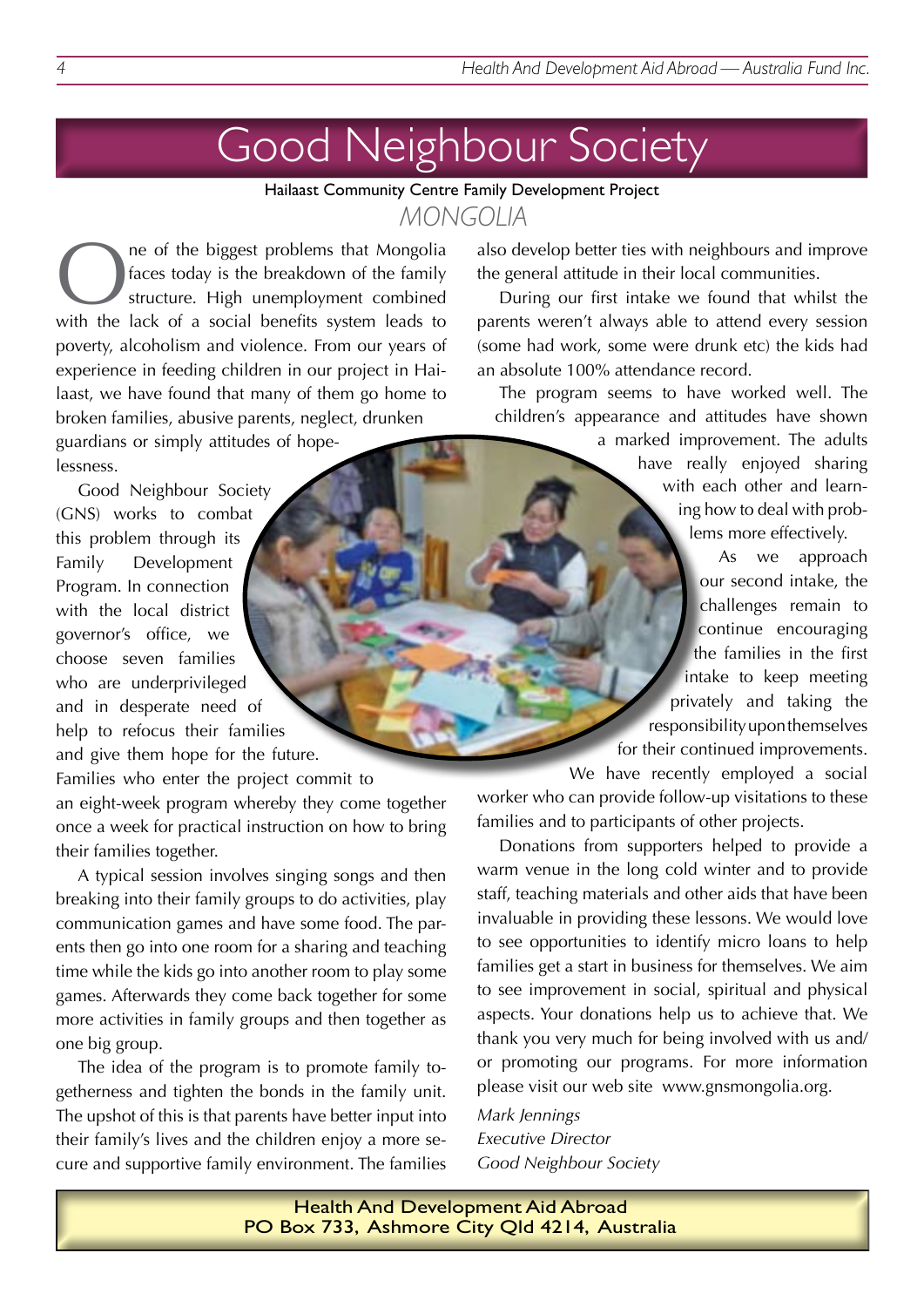# Good Neighbour Society

Hailaast Community Centre Family Development Project

## MONGOLIA

One of the biggest problems that Mongolia faces today is the breakdown of the family structure. High unemployment combined with the lack of a social benefits system leads to poverty, alcoholism and violence. From our years of experience in feeding children in our project in Hailaast, we have found that many of them go home to broken families, abusive parents, neglect, drunken guardians or simply attitudes of hopelessness.

Good Neighbour Society (GNS) works to combat this problem through its Family Development Program. In connection with the local district governor's office, we choose seven families who are underprivileged and in desperate need of help to refocus their families and give them hope for the future. Families who enter the project commit to an eight-week program whereby they come together once a week for practical instruction on how to bring their families together.

A typical session involves singing songs and then breaking into their family groups to do activities, play communication games and have some food. The parents then go into one room for a sharing and teaching time while the kids go into another room to play some games. Afterwards they come back together for some more activities in family groups and then together as one big group.

The idea of the program is to promote family togetherness and tighten the bonds in the family unit. The upshot of this is that parents have better input into their family's lives and the children enjoy a more secure and supportive family environment. The families also develop better ties with neighbours and improve the general attitude in their local communities.

During our first intake we found that whilst the parents weren't always able to attend every session (some had work, some were drunk etc) the kids had an absolute 100% attendance record.

The program seems to have worked well. The children's appearance and attitudes have shown a marked improvement. The adults have really enjoyed sharing with each other and learning how to deal with problems more effectively.

As we approach our second intake, the challenges remain to continue encouraging the families in the first intake to keep meeting privately and taking the responsibility upon themselves for their continued improvements.

We have recently employed a social worker who can provide follow-up visitations to these families and to participants of other projects.

Donations from supporters helped to provide a warm venue in the long cold winter and to provide staff, teaching materials and other aids that have been invaluable in providing these lessons. We would love to see opportunities to identify micro loans to help families get a start in business for themselves. We aim to see improvement in social, spiritual and physical aspects. Your donations help us to achieve that. We thank you very much for being involved with us and/or promoting our programs. For more information please visit our web site www.gnsmongolia.org.

*Mark Jennings*
*Executive Director*
*Good Neighbour Society*

**Health And Development Aid Abroad**
**PO Box 733, Ashmore City Qld 4214, Australia**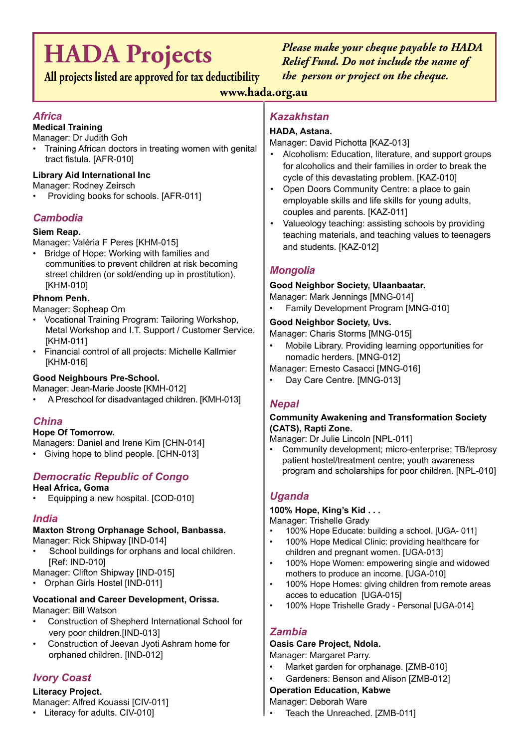# HADA Projects

**All projects listed are approved for tax deductibility**

***Please make your cheque payable to HADA Relief Fund. Do not include the name of the person or project on the cheque.***

**www.hada.org.au**

## *Africa*

**Medical Training**
Manager: Dr Judith Goh

- Training African doctors in treating women with genital tract fistula. [AFR-010]

**Library Aid International Inc**
Manager: Rodney Zeirsch

- Providing books for schools. [AFR-011]

## *Cambodia*

**Siem Reap.**
Manager: Valéria F Peres [KHM-015]

- Bridge of Hope: Working with families and communities to prevent children at risk becoming street children (or sold/ending up in prostitution). [KHM-010]

**Phnom Penh.**
Manager: Sopheap Om

- Vocational Training Program: Tailoring Workshop, Metal Workshop and I.T. Support / Customer Service. [KHM-011]
- Financial control of all projects: Michelle Kallmier [KHM-016]

**Good Neighbours Pre-School.**
Manager: Jean-Marie Jooste [KMH-012]

- A Preschool for disadvantaged children. [KMH-013]

## *China*

**Hope Of Tomorrow.**
Managers: Daniel and Irene Kim [CHN-014]

- Giving hope to blind people. [CHN-013]

## *Democratic Republic of Congo*

**Heal Africa, Goma**

- Equipping a new hospital. [COD-010]

## *India*

**Maxton Strong Orphanage School, Banbassa.**
Manager: Rick Shipway [IND-014]

- School buildings for orphans and local children. [Ref: IND-010]

Manager: Clifton Shipway [IND-015]

- Orphan Girls Hostel [IND-011]

**Vocational and Career Development, Orissa.**
Manager: Bill Watson

- Construction of Shepherd International School for very poor children.[IND-013]
- Construction of Jeevan Jyoti Ashram home for orphaned children. [IND-012]

## *Ivory Coast*

**Literacy Project.**
Manager: Alfred Kouassi [CIV-011]

- Literacy for adults. CIV-010]

## *Kazakhstan*

**HADA, Astana.**
Manager: David Pichotta [KAZ-013]

- Alcoholism: Education, literature, and support groups for alcoholics and their families in order to break the cycle of this devastating problem. [KAZ-010]
- Open Doors Community Centre: a place to gain employable skills and life skills for young adults, couples and parents. [KAZ-011]
- Valueology teaching: assisting schools by providing teaching materials, and teaching values to teenagers and students. [KAZ-012]

## *Mongolia*

**Good Neighbor Society, Ulaanbaatar.**
Manager: Mark Jennings [MNG-014]

- Family Development Program [MNG-010]

**Good Neighbor Society, Uvs.**
Manager: Charis Storms [MNG-015]

- Mobile Library. Providing learning opportunities for nomadic herders. [MNG-012]

Manager: Ernesto Casacci [MNG-016]

- Day Care Centre. [MNG-013]

## *Nepal*

**Community Awakening and Transformation Society (CATS), Rapti Zone.**
Manager: Dr Julie Lincoln [NPL-011]

- Community development; micro-enterprise; TB/leprosy patient hostel/treatment centre; youth awareness program and scholarships for poor children. [NPL-010]

## *Uganda*

**100% Hope, King's Kid . . .**
Manager: Trishelle Grady

- 100% Hope Educate: building a school. [UGA- 011]
- 100% Hope Medical Clinic: providing healthcare for children and pregnant women. [UGA-013]
- 100% Hope Women: empowering single and widowed mothers to produce an income. [UGA-010]
- 100% Hope Homes: giving children from remote areas acces to education [UGA-015]
- 100% Hope Trishelle Grady - Personal [UGA-014]

## *Zambia*

**Oasis Care Project, Ndola.**
Manager: Margaret Parry.

- Market garden for orphanage. [ZMB-010]
- Gardeners: Benson and Alison [ZMB-012]

**Operation Education, Kabwe**
Manager: Deborah Ware

- Teach the Unreached. [ZMB-011]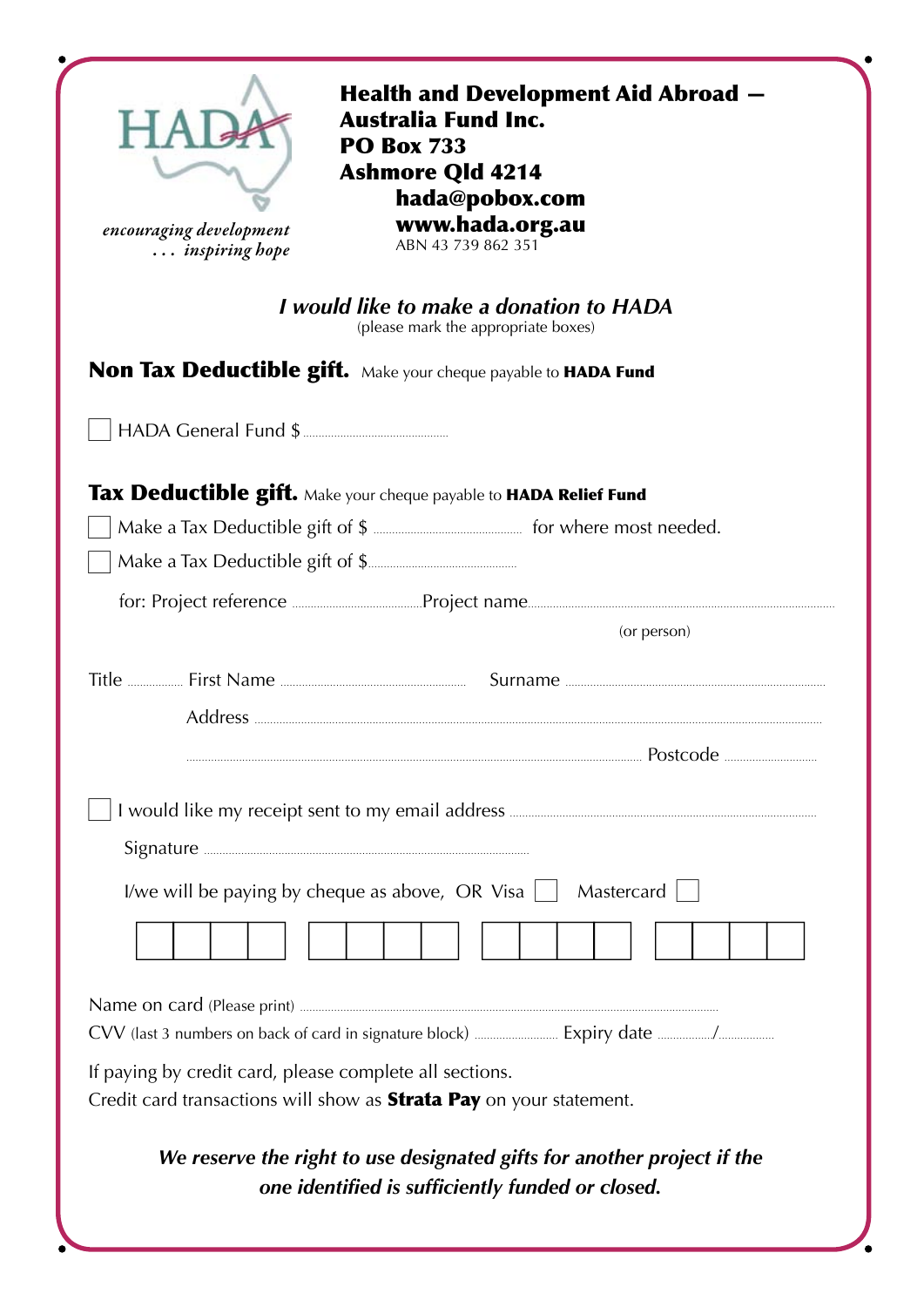HADA

*encouraging development … inspiring hope*

**Health and Development Aid Abroad — Australia Fund Inc.**
**PO Box 733**
**Ashmore Qld 4214**
**hada@pobox.com**
**www.hada.org.au**
ABN 43 739 862 351

***I would like to make a donation to HADA***
(please mark the appropriate boxes)

**Non Tax Deductible gift.** Make your cheque payable to **HADA Fund**

☐ HADA General Fund $ ..............................

**Tax Deductible gift.** Make your cheque payable to **HADA Relief Fund**

☐ Make a Tax Deductible gift of $ .............................. for where most needed.

☐ Make a Tax Deductible gift of $..............................

for: Project reference ..............................Project name.............................. (or person)

Title .......... First Name .............................. Surname ..............................

Address ..............................

.............................. Postcode ..............

☐ I would like my receipt sent to my email address ..............................

Signature ..............................

I/we will be paying by cheque as above, OR Visa ☐ Mastercard ☐

☐☐☐☐ ☐☐☐☐ ☐☐☐☐ ☐☐☐☐

Name on card (Please print) ..............................

CVV (last 3 numbers on back of card in signature block) .............. Expiry date ........../..........

If paying by credit card, please complete all sections.
Credit card transactions will show as **Strata Pay** on your statement.

***We reserve the right to use designated gifts for another project if the one identified is sufficiently funded or closed.***